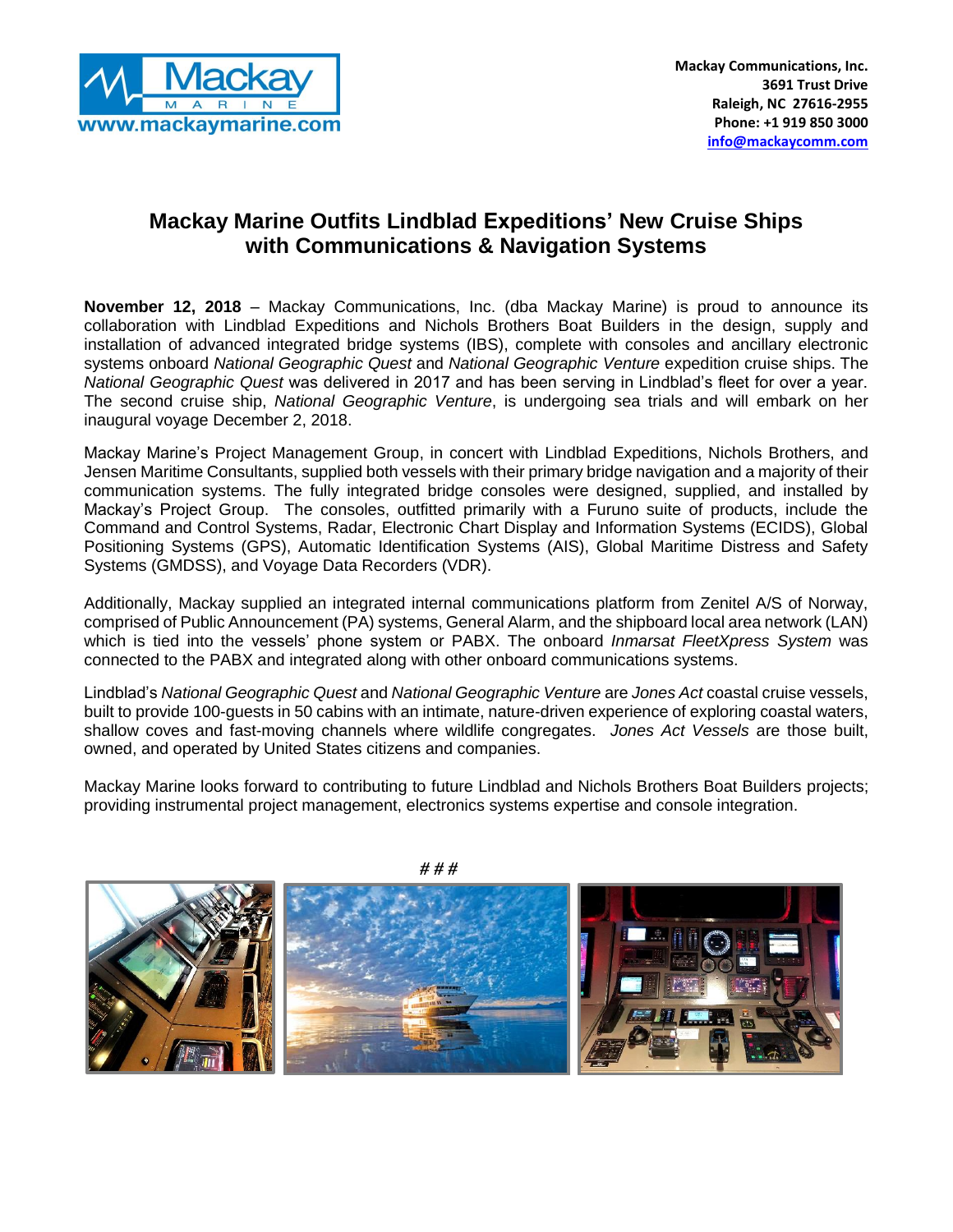Mackay Communications, Inc.
3691 Trust Drive
Raleigh, NC 27616-2955
Phone: +1 919 850 3000
info@mackaycomm.com

# Mackay Marine Outfits Lindblad Expeditions' New Cruise Ships with Communications & Navigation Systems

**November 12, 2018** – Mackay Communications, Inc. (dba Mackay Marine) is proud to announce its collaboration with Lindblad Expeditions and Nichols Brothers Boat Builders in the design, supply and installation of advanced integrated bridge systems (IBS), complete with consoles and ancillary electronic systems onboard *National Geographic Quest* and *National Geographic Venture* expedition cruise ships. The *National Geographic Quest* was delivered in 2017 and has been serving in Lindblad's fleet for over a year. The second cruise ship, *National Geographic Venture*, is undergoing sea trials and will embark on her inaugural voyage December 2, 2018.

Mackay Marine's Project Management Group, in concert with Lindblad Expeditions, Nichols Brothers, and Jensen Maritime Consultants, supplied both vessels with their primary bridge navigation and a majority of their communication systems. The fully integrated bridge consoles were designed, supplied, and installed by Mackay's Project Group. The consoles, outfitted primarily with a Furuno suite of products, include the Command and Control Systems, Radar, Electronic Chart Display and Information Systems (ECIDS), Global Positioning Systems (GPS), Automatic Identification Systems (AIS), Global Maritime Distress and Safety Systems (GMDSS), and Voyage Data Recorders (VDR).

Additionally, Mackay supplied an integrated internal communications platform from Zenitel A/S of Norway, comprised of Public Announcement (PA) systems, General Alarm, and the shipboard local area network (LAN) which is tied into the vessels' phone system or PABX. The onboard *Inmarsat FleetXpress System* was connected to the PABX and integrated along with other onboard communications systems.

Lindblad's *National Geographic Quest* and *National Geographic Venture* are *Jones Act* coastal cruise vessels, built to provide 100-guests in 50 cabins with an intimate, nature-driven experience of exploring coastal waters, shallow coves and fast-moving channels where wildlife congregates. *Jones Act Vessels* are those built, owned, and operated by United States citizens and companies.

Mackay Marine looks forward to contributing to future Lindblad and Nichols Brothers Boat Builders projects; providing instrumental project management, electronics systems expertise and console integration.

# # #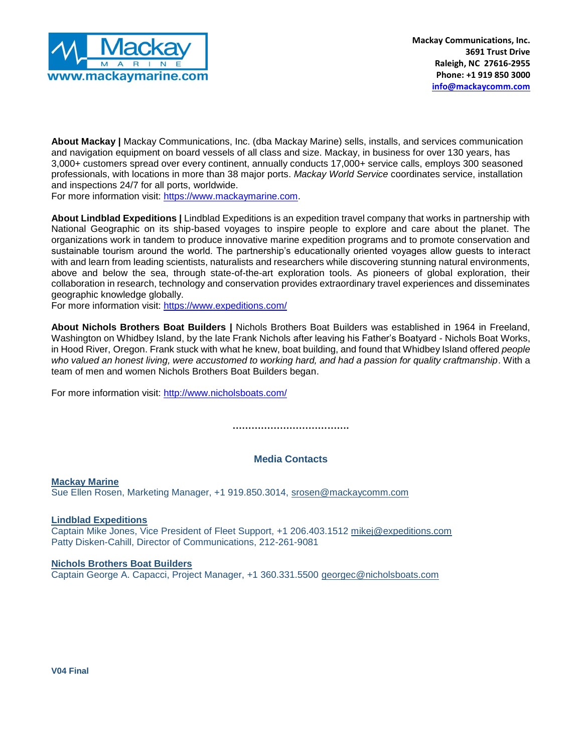**Mackay Communications, Inc.**
**3691 Trust Drive**
**Raleigh, NC 27616-2955**
**Phone: +1 919 850 3000**
**info@mackaycomm.com**

**About Mackay |** Mackay Communications, Inc. (dba Mackay Marine) sells, installs, and services communication and navigation equipment on board vessels of all class and size. Mackay, in business for over 130 years, has 3,000+ customers spread over every continent, annually conducts 17,000+ service calls, employs 300 seasoned professionals, with locations in more than 38 major ports. *Mackay World Service* coordinates service, installation and inspections 24/7 for all ports, worldwide.
For more information visit: https://www.mackaymarine.com.

**About Lindblad Expeditions |** Lindblad Expeditions is an expedition travel company that works in partnership with National Geographic on its ship-based voyages to inspire people to explore and care about the planet. The organizations work in tandem to produce innovative marine expedition programs and to promote conservation and sustainable tourism around the world. The partnership's educationally oriented voyages allow guests to interact with and learn from leading scientists, naturalists and researchers while discovering stunning natural environments, above and below the sea, through state-of-the-art exploration tools. As pioneers of global exploration, their collaboration in research, technology and conservation provides extraordinary travel experiences and disseminates geographic knowledge globally.
For more information visit: https://www.expeditions.com/

**About Nichols Brothers Boat Builders |** Nichols Brothers Boat Builders was established in 1964 in Freeland, Washington on Whidbey Island, by the late Frank Nichols after leaving his Father's Boatyard - Nichols Boat Works, in Hood River, Oregon. Frank stuck with what he knew, boat building, and found that Whidbey Island offered *people who valued an honest living, were accustomed to working hard, and had a passion for quality craftsmanship*. With a team of men and women Nichols Brothers Boat Builders began.

For more information visit: http://www.nicholsboats.com/

………………………………

## Media Contacts

**Mackay Marine**
Sue Ellen Rosen, Marketing Manager, +1 919.850.3014, srosen@mackaycomm.com

**Lindblad Expeditions**
Captain Mike Jones, Vice President of Fleet Support, +1 206.403.1512 mikej@expeditions.com
Patty Disken-Cahill, Director of Communications, 212-261-9081

**Nichols Brothers Boat Builders**
Captain George A. Capacci, Project Manager, +1 360.331.5500 georgec@nicholsboats.com

**V04 Final**